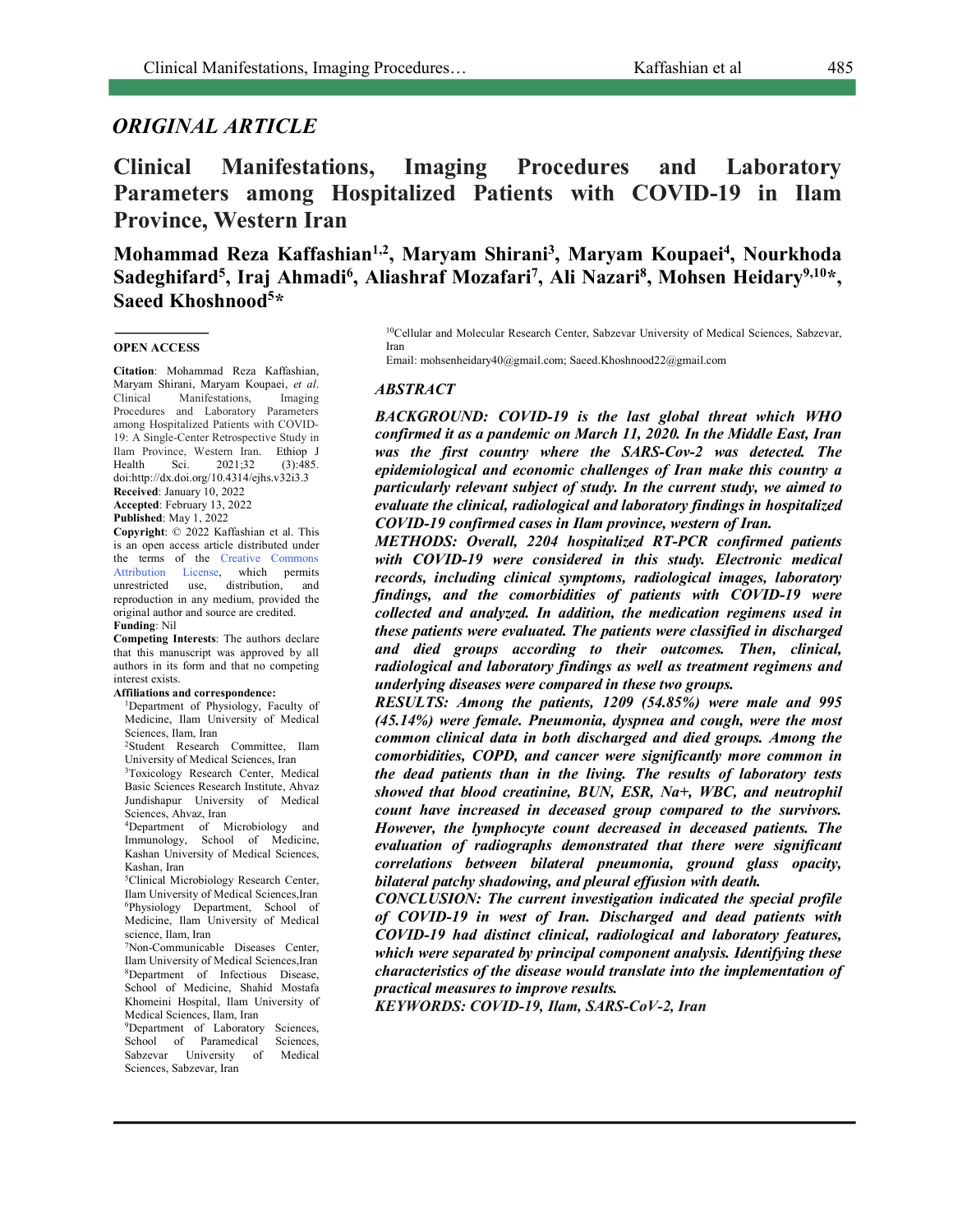*ORIGINAL ARTICLE*

# Clinical Manifestations, Imaging Procedures and Laboratory Parameters among Hospitalized Patients with COVID-19 in Ilam Province, Western Iran

**Mohammad Reza Kaffashian[1,2], Maryam Shirani[3], Maryam Koupaei[4], Nourkhoda Sadeghifard[5], Iraj Ahmadi[6], Aliashraf Mozafari[7], Ali Nazari[8], Mohsen Heidary[9,10]*, Saeed Khoshnood[5]***

**OPEN ACCESS**

**Citation**: Mohammad Reza Kaffashian, Maryam Shirani, Maryam Koupaei, *et al*. Clinical Manifestations, Imaging Procedures and Laboratory Parameters among Hospitalized Patients with COVID-19: A Single-Center Retrospective Study in Ilam Province, Western Iran. Ethiop J Health Sci. 2021;32 (3):485. doi:http://dx.doi.org/10.4314/ejhs.v32i3.3

**Received**: January 10, 2022

**Accepted**: February 13, 2022

**Published**: May 1, 2022

**Copyright**: © 2022 Kaffashian et al. This is an open access article distributed under the terms of the Creative Commons Attribution License, which permits unrestricted use, distribution, and reproduction in any medium, provided the original author and source are credited.

**Funding**: Nil

**Competing Interests**: The authors declare that this manuscript was approved by all authors in its form and that no competing interest exists.

**Affiliations and correspondence:**

[1]Department of Physiology, Faculty of Medicine, Ilam University of Medical Sciences, Ilam, Iran

[2]Student Research Committee, Ilam University of Medical Sciences, Iran

[3]Toxicology Research Center, Medical Basic Sciences Research Institute, Ahvaz Jundishapur University of Medical Sciences, Ahvaz, Iran

[4]Department of Microbiology and Immunology, School of Medicine, Kashan University of Medical Sciences, Kashan, Iran

[5]Clinical Microbiology Research Center, Ilam University of Medical Sciences,Iran

[6]Physiology Department, School of Medicine, Ilam University of Medical science, Ilam, Iran

[7]Non-Communicable Diseases Center, Ilam University of Medical Sciences,Iran

[8]Department of Infectious Disease, School of Medicine, Shahid Mostafa Khomeini Hospital, Ilam University of Medical Sciences, Ilam, Iran

[9]Department of Laboratory Sciences, School of Paramedical Sciences, Sabzevar University of Medical Sciences, Sabzevar, Iran

[10]Cellular and Molecular Research Center, Sabzevar University of Medical Sciences, Sabzevar, Iran

Email: mohsenheidary40@gmail.com; Saeed.Khoshnood22@gmail.com

## *ABSTRACT*

***BACKGROUND: COVID-19 is the last global threat which WHO confirmed it as a pandemic on March 11, 2020. In the Middle East, Iran was the first country where the SARS-Cov-2 was detected. The epidemiological and economic challenges of Iran make this country a particularly relevant subject of study. In the current study, we aimed to evaluate the clinical, radiological and laboratory findings in hospitalized COVID-19 confirmed cases in Ilam province, western of Iran.***

***METHODS: Overall, 2204 hospitalized RT-PCR confirmed patients with COVID-19 were considered in this study. Electronic medical records, including clinical symptoms, radiological images, laboratory findings, and the comorbidities of patients with COVID-19 were collected and analyzed. In addition, the medication regimens used in these patients were evaluated. The patients were classified in discharged and died groups according to their outcomes. Then, clinical, radiological and laboratory findings as well as treatment regimens and underlying diseases were compared in these two groups.***

***RESULTS: Among the patients, 1209 (54.85%) were male and 995 (45.14%) were female. Pneumonia, dyspnea and cough, were the most common clinical data in both discharged and died groups. Among the comorbidities, COPD, and cancer were significantly more common in the dead patients than in the living. The results of laboratory tests showed that blood creatinine, BUN, ESR, Na+, WBC, and neutrophil count have increased in deceased group compared to the survivors. However, the lymphocyte count decreased in deceased patients. The evaluation of radiographs demonstrated that there were significant correlations between bilateral pneumonia, ground glass opacity, bilateral patchy shadowing, and pleural effusion with death.***

***CONCLUSION: The current investigation indicated the special profile of COVID-19 in west of Iran. Discharged and dead patients with COVID-19 had distinct clinical, radiological and laboratory features, which were separated by principal component analysis. Identifying these characteristics of the disease would translate into the implementation of practical measures to improve results.***

***KEYWORDS: COVID-19, Ilam, SARS-CoV-2, Iran***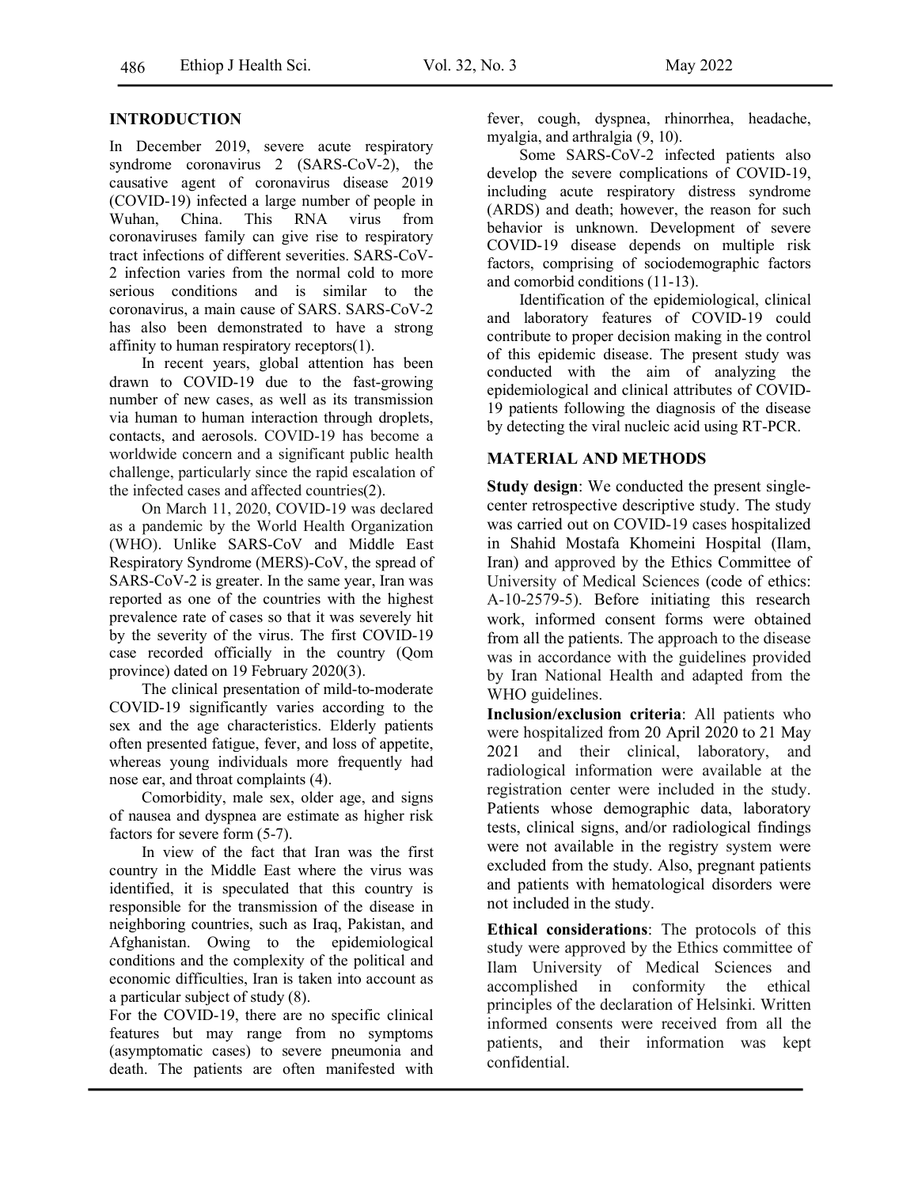## INTRODUCTION

In December 2019, severe acute respiratory syndrome coronavirus 2 (SARS-CoV-2), the causative agent of coronavirus disease 2019 (COVID-19) infected a large number of people in Wuhan, China. This RNA virus from coronaviruses family can give rise to respiratory tract infections of different severities. SARS-CoV-2 infection varies from the normal cold to more serious conditions and is similar to the coronavirus, a main cause of SARS. SARS-CoV-2 has also been demonstrated to have a strong affinity to human respiratory receptors(1).

In recent years, global attention has been drawn to COVID-19 due to the fast-growing number of new cases, as well as its transmission via human to human interaction through droplets, contacts, and aerosols. COVID-19 has become a worldwide concern and a significant public health challenge, particularly since the rapid escalation of the infected cases and affected countries(2).

On March 11, 2020, COVID-19 was declared as a pandemic by the World Health Organization (WHO). Unlike SARS-CoV and Middle East Respiratory Syndrome (MERS)-CoV, the spread of SARS-CoV-2 is greater. In the same year, Iran was reported as one of the countries with the highest prevalence rate of cases so that it was severely hit by the severity of the virus. The first COVID-19 case recorded officially in the country (Qom province) dated on 19 February 2020(3).

The clinical presentation of mild-to-moderate COVID-19 significantly varies according to the sex and the age characteristics. Elderly patients often presented fatigue, fever, and loss of appetite, whereas young individuals more frequently had nose ear, and throat complaints (4).

Comorbidity, male sex, older age, and signs of nausea and dyspnea are estimate as higher risk factors for severe form (5-7).

In view of the fact that Iran was the first country in the Middle East where the virus was identified, it is speculated that this country is responsible for the transmission of the disease in neighboring countries, such as Iraq, Pakistan, and Afghanistan. Owing to the epidemiological conditions and the complexity of the political and economic difficulties, Iran is taken into account as a particular subject of study (8).

For the COVID-19, there are no specific clinical features but may range from no symptoms (asymptomatic cases) to severe pneumonia and death. The patients are often manifested with fever, cough, dyspnea, rhinorrhea, headache, myalgia, and arthralgia (9, 10).

Some SARS-CoV-2 infected patients also develop the severe complications of COVID-19, including acute respiratory distress syndrome (ARDS) and death; however, the reason for such behavior is unknown. Development of severe COVID-19 disease depends on multiple risk factors, comprising of sociodemographic factors and comorbid conditions (11-13).

Identification of the epidemiological, clinical and laboratory features of COVID-19 could contribute to proper decision making in the control of this epidemic disease. The present study was conducted with the aim of analyzing the epidemiological and clinical attributes of COVID-19 patients following the diagnosis of the disease by detecting the viral nucleic acid using RT-PCR.

## MATERIAL AND METHODS

**Study design**: We conducted the present single-center retrospective descriptive study. The study was carried out on COVID-19 cases hospitalized in Shahid Mostafa Khomeini Hospital (Ilam, Iran) and approved by the Ethics Committee of University of Medical Sciences (code of ethics: A-10-2579-5). Before initiating this research work, informed consent forms were obtained from all the patients. The approach to the disease was in accordance with the guidelines provided by Iran National Health and adapted from the WHO guidelines.

**Inclusion/exclusion criteria**: All patients who were hospitalized from 20 April 2020 to 21 May 2021 and their clinical, laboratory, and radiological information were available at the registration center were included in the study. Patients whose demographic data, laboratory tests, clinical signs, and/or radiological findings were not available in the registry system were excluded from the study. Also, pregnant patients and patients with hematological disorders were not included in the study.

**Ethical considerations**: The protocols of this study were approved by the Ethics committee of Ilam University of Medical Sciences and accomplished in conformity the ethical principles of the declaration of Helsinki. Written informed consents were received from all the patients, and their information was kept confidential.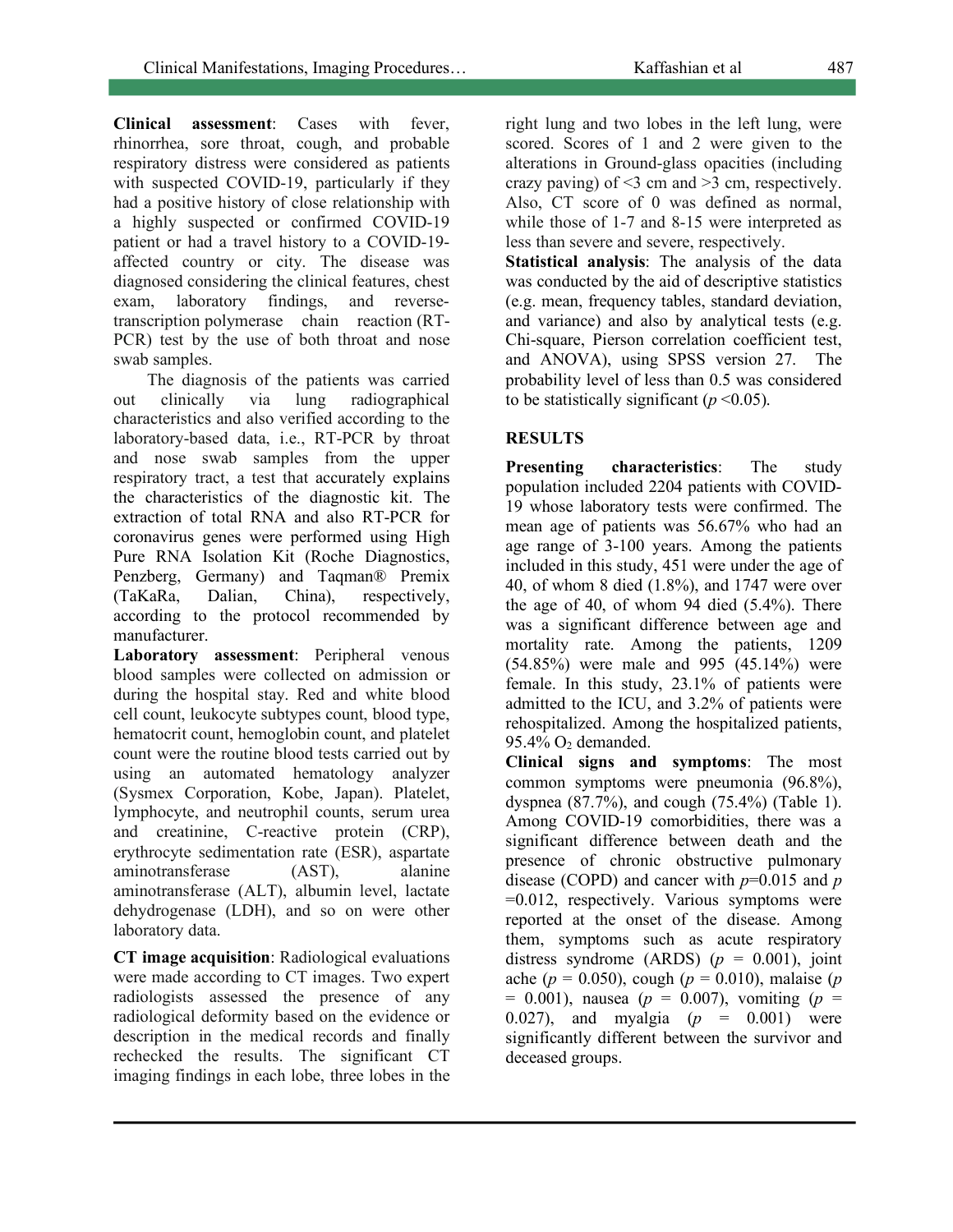**Clinical assessment**: Cases with fever, rhinorrhea, sore throat, cough, and probable respiratory distress were considered as patients with suspected COVID-19, particularly if they had a positive history of close relationship with a highly suspected or confirmed COVID-19 patient or had a travel history to a COVID-19-affected country or city. The disease was diagnosed considering the clinical features, chest exam, laboratory findings, and reverse-transcription polymerase chain reaction (RT-PCR) test by the use of both throat and nose swab samples.

The diagnosis of the patients was carried out clinically via lung radiographical characteristics and also verified according to the laboratory-based data, i.e., RT-PCR by throat and nose swab samples from the upper respiratory tract, a test that accurately explains the characteristics of the diagnostic kit. The extraction of total RNA and also RT-PCR for coronavirus genes were performed using High Pure RNA Isolation Kit (Roche Diagnostics, Penzberg, Germany) and Taqman® Premix (TaKaRa, Dalian, China), respectively, according to the protocol recommended by manufacturer.

**Laboratory assessment**: Peripheral venous blood samples were collected on admission or during the hospital stay. Red and white blood cell count, leukocyte subtypes count, blood type, hematocrit count, hemoglobin count, and platelet count were the routine blood tests carried out by using an automated hematology analyzer (Sysmex Corporation, Kobe, Japan). Platelet, lymphocyte, and neutrophil counts, serum urea and creatinine, C-reactive protein (CRP), erythrocyte sedimentation rate (ESR), aspartate aminotransferase (AST), alanine aminotransferase (ALT), albumin level, lactate dehydrogenase (LDH), and so on were other laboratory data.

**CT image acquisition**: Radiological evaluations were made according to CT images. Two expert radiologists assessed the presence of any radiological deformity based on the evidence or description in the medical records and finally rechecked the results. The significant CT imaging findings in each lobe, three lobes in the right lung and two lobes in the left lung, were scored. Scores of 1 and 2 were given to the alterations in Ground-glass opacities (including crazy paving) of <3 cm and >3 cm, respectively. Also, CT score of 0 was defined as normal, while those of 1-7 and 8-15 were interpreted as less than severe and severe, respectively.

**Statistical analysis**: The analysis of the data was conducted by the aid of descriptive statistics (e.g. mean, frequency tables, standard deviation, and variance) and also by analytical tests (e.g. Chi-square, Pierson correlation coefficient test, and ANOVA), using SPSS version 27. The probability level of less than 0.5 was considered to be statistically significant ($p$ <0.05).

## RESULTS

**Presenting characteristics**: The study population included 2204 patients with COVID-19 whose laboratory tests were confirmed. The mean age of patients was 56.67% who had an age range of 3-100 years. Among the patients included in this study, 451 were under the age of 40, of whom 8 died (1.8%), and 1747 were over the age of 40, of whom 94 died (5.4%). There was a significant difference between age and mortality rate. Among the patients, 1209 (54.85%) were male and 995 (45.14%) were female. In this study, 23.1% of patients were admitted to the ICU, and 3.2% of patients were rehospitalized. Among the hospitalized patients, 95.4% $O_2$ demanded.

**Clinical signs and symptoms**: The most common symptoms were pneumonia (96.8%), dyspnea (87.7%), and cough (75.4%) (Table 1). Among COVID-19 comorbidities, there was a significant difference between death and the presence of chronic obstructive pulmonary disease (COPD) and cancer with $p$=0.015 and $p$ =0.012, respectively. Various symptoms were reported at the onset of the disease. Among them, symptoms such as acute respiratory distress syndrome (ARDS) ($p$ = 0.001), joint ache ($p$ = 0.050), cough ($p$ = 0.010), malaise ($p$ = 0.001), nausea ($p$ = 0.007), vomiting ($p$ = 0.027), and myalgia ($p$ = 0.001) were significantly different between the survivor and deceased groups.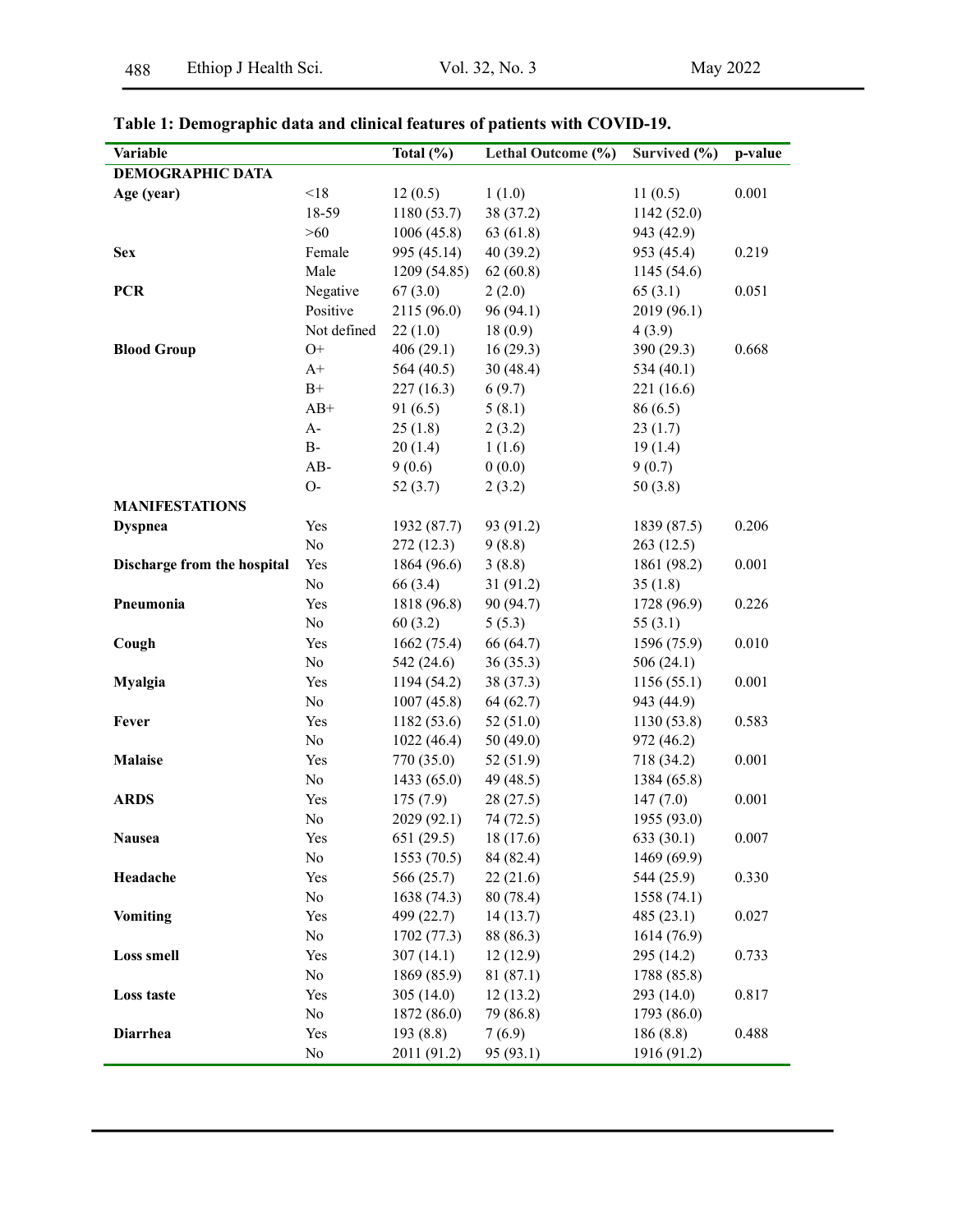**Table 1: Demographic data and clinical features of patients with COVID-19.**

| Variable | | Total (%) | Lethal Outcome (%) | Survived (%) | p-value |
|---|---|---|---|---|---|
| **DEMOGRAPHIC DATA** | | | | | |
| **Age (year)** | <18 | 12 (0.5) | 1 (1.0) | 11 (0.5) | 0.001 |
| | 18-59 | 1180 (53.7) | 38 (37.2) | 1142 (52.0) | |
| | >60 | 1006 (45.8) | 63 (61.8) | 943 (42.9) | |
| **Sex** | Female | 995 (45.14) | 40 (39.2) | 953 (45.4) | 0.219 |
| | Male | 1209 (54.85) | 62 (60.8) | 1145 (54.6) | |
| **PCR** | Negative | 67 (3.0) | 2 (2.0) | 65 (3.1) | 0.051 |
| | Positive | 2115 (96.0) | 96 (94.1) | 2019 (96.1) | |
| | Not defined | 22 (1.0) | 18 (0.9) | 4 (3.9) | |
| **Blood Group** | O+ | 406 (29.1) | 16 (29.3) | 390 (29.3) | 0.668 |
| | A+ | 564 (40.5) | 30 (48.4) | 534 (40.1) | |
| | B+ | 227 (16.3) | 6 (9.7) | 221 (16.6) | |
| | AB+ | 91 (6.5) | 5 (8.1) | 86 (6.5) | |
| | A- | 25 (1.8) | 2 (3.2) | 23 (1.7) | |
| | B- | 20 (1.4) | 1 (1.6) | 19 (1.4) | |
| | AB- | 9 (0.6) | 0 (0.0) | 9 (0.7) | |
| | O- | 52 (3.7) | 2 (3.2) | 50 (3.8) | |
| **MANIFESTATIONS** | | | | | |
| **Dyspnea** | Yes | 1932 (87.7) | 93 (91.2) | 1839 (87.5) | 0.206 |
| | No | 272 (12.3) | 9 (8.8) | 263 (12.5) | |
| **Discharge from the hospital** | Yes | 1864 (96.6) | 3 (8.8) | 1861 (98.2) | 0.001 |
| | No | 66 (3.4) | 31 (91.2) | 35 (1.8) | |
| **Pneumonia** | Yes | 1818 (96.8) | 90 (94.7) | 1728 (96.9) | 0.226 |
| | No | 60 (3.2) | 5 (5.3) | 55 (3.1) | |
| **Cough** | Yes | 1662 (75.4) | 66 (64.7) | 1596 (75.9) | 0.010 |
| | No | 542 (24.6) | 36 (35.3) | 506 (24.1) | |
| **Myalgia** | Yes | 1194 (54.2) | 38 (37.3) | 1156 (55.1) | 0.001 |
| | No | 1007 (45.8) | 64 (62.7) | 943 (44.9) | |
| **Fever** | Yes | 1182 (53.6) | 52 (51.0) | 1130 (53.8) | 0.583 |
| | No | 1022 (46.4) | 50 (49.0) | 972 (46.2) | |
| **Malaise** | Yes | 770 (35.0) | 52 (51.9) | 718 (34.2) | 0.001 |
| | No | 1433 (65.0) | 49 (48.5) | 1384 (65.8) | |
| **ARDS** | Yes | 175 (7.9) | 28 (27.5) | 147 (7.0) | 0.001 |
| | No | 2029 (92.1) | 74 (72.5) | 1955 (93.0) | |
| **Nausea** | Yes | 651 (29.5) | 18 (17.6) | 633 (30.1) | 0.007 |
| | No | 1553 (70.5) | 84 (82.4) | 1469 (69.9) | |
| **Headache** | Yes | 566 (25.7) | 22 (21.6) | 544 (25.9) | 0.330 |
| | No | 1638 (74.3) | 80 (78.4) | 1558 (74.1) | |
| **Vomiting** | Yes | 499 (22.7) | 14 (13.7) | 485 (23.1) | 0.027 |
| | No | 1702 (77.3) | 88 (86.3) | 1614 (76.9) | |
| **Loss smell** | Yes | 307 (14.1) | 12 (12.9) | 295 (14.2) | 0.733 |
| | No | 1869 (85.9) | 81 (87.1) | 1788 (85.8) | |
| **Loss taste** | Yes | 305 (14.0) | 12 (13.2) | 293 (14.0) | 0.817 |
| | No | 1872 (86.0) | 79 (86.8) | 1793 (86.0) | |
| **Diarrhea** | Yes | 193 (8.8) | 7 (6.9) | 186 (8.8) | 0.488 |
| | No | 2011 (91.2) | 95 (93.1) | 1916 (91.2) | |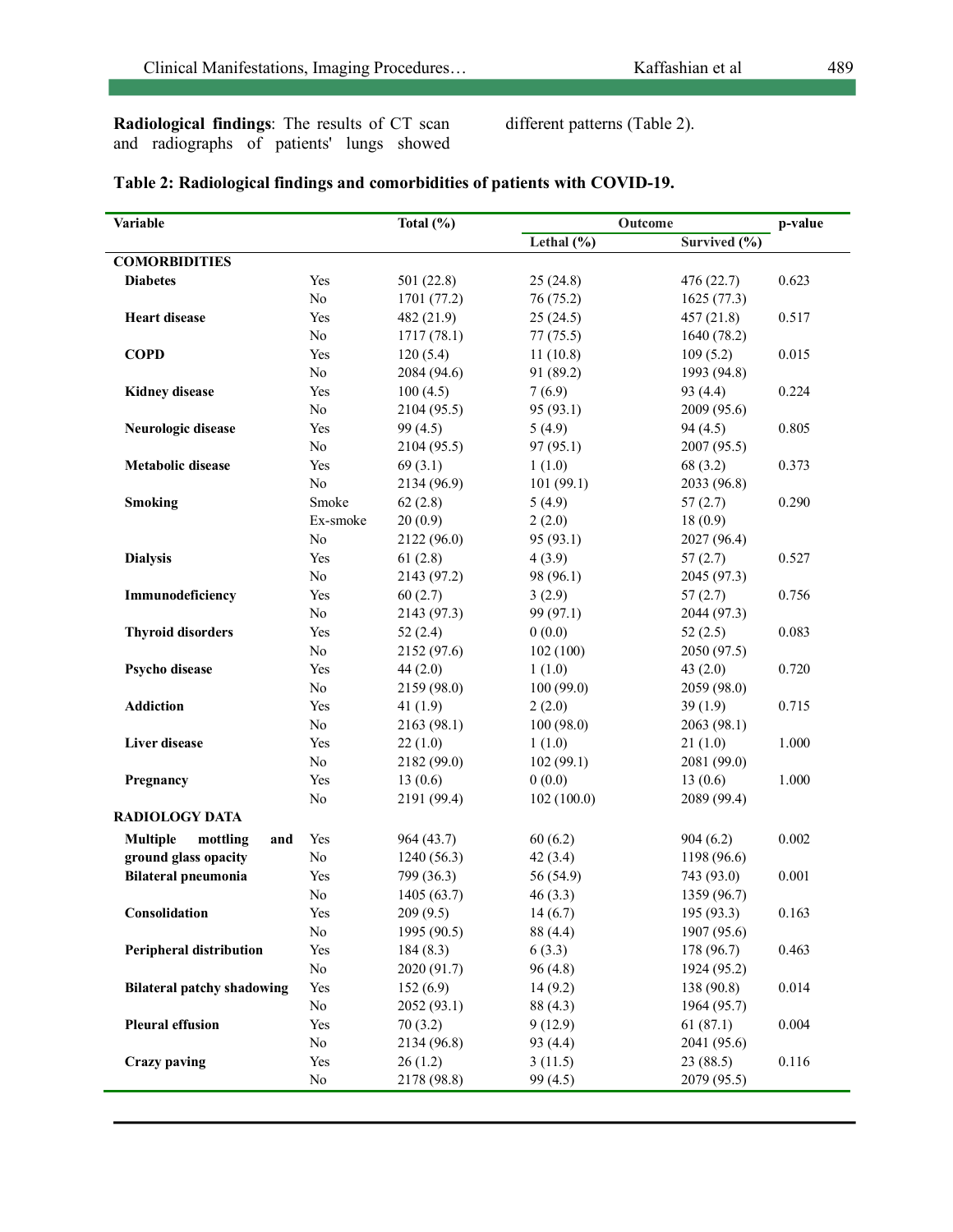**Radiological findings**: The results of CT scan and radiographs of patients' lungs showed different patterns (Table 2).

**Table 2: Radiological findings and comorbidities of patients with COVID-19.**

| Variable | | Total (%) | Outcome | | p-value |
|---|---|---|---|---|---|
| | | | Lethal (%) | Survived (%) | |
| **COMORBIDITIES** | | | | | |
| **Diabetes** | Yes | 501 (22.8) | 25 (24.8) | 476 (22.7) | 0.623 |
| | No | 1701 (77.2) | 76 (75.2) | 1625 (77.3) | |
| **Heart disease** | Yes | 482 (21.9) | 25 (24.5) | 457 (21.8) | 0.517 |
| | No | 1717 (78.1) | 77 (75.5) | 1640 (78.2) | |
| **COPD** | Yes | 120 (5.4) | 11 (10.8) | 109 (5.2) | 0.015 |
| | No | 2084 (94.6) | 91 (89.2) | 1993 (94.8) | |
| **Kidney disease** | Yes | 100 (4.5) | 7 (6.9) | 93 (4.4) | 0.224 |
| | No | 2104 (95.5) | 95 (93.1) | 2009 (95.6) | |
| **Neurologic disease** | Yes | 99 (4.5) | 5 (4.9) | 94 (4.5) | 0.805 |
| | No | 2104 (95.5) | 97 (95.1) | 2007 (95.5) | |
| **Metabolic disease** | Yes | 69 (3.1) | 1 (1.0) | 68 (3.2) | 0.373 |
| | No | 2134 (96.9) | 101 (99.1) | 2033 (96.8) | |
| **Smoking** | Smoke | 62 (2.8) | 5 (4.9) | 57 (2.7) | 0.290 |
| | Ex-smoke | 20 (0.9) | 2 (2.0) | 18 (0.9) | |
| | No | 2122 (96.0) | 95 (93.1) | 2027 (96.4) | |
| **Dialysis** | Yes | 61 (2.8) | 4 (3.9) | 57 (2.7) | 0.527 |
| | No | 2143 (97.2) | 98 (96.1) | 2045 (97.3) | |
| **Immunodeficiency** | Yes | 60 (2.7) | 3 (2.9) | 57 (2.7) | 0.756 |
| | No | 2143 (97.3) | 99 (97.1) | 2044 (97.3) | |
| **Thyroid disorders** | Yes | 52 (2.4) | 0 (0.0) | 52 (2.5) | 0.083 |
| | No | 2152 (97.6) | 102 (100) | 2050 (97.5) | |
| **Psycho disease** | Yes | 44 (2.0) | 1 (1.0) | 43 (2.0) | 0.720 |
| | No | 2159 (98.0) | 100 (99.0) | 2059 (98.0) | |
| **Addiction** | Yes | 41 (1.9) | 2 (2.0) | 39 (1.9) | 0.715 |
| | No | 2163 (98.1) | 100 (98.0) | 2063 (98.1) | |
| **Liver disease** | Yes | 22 (1.0) | 1 (1.0) | 21 (1.0) | 1.000 |
| | No | 2182 (99.0) | 102 (99.1) | 2081 (99.0) | |
| **Pregnancy** | Yes | 13 (0.6) | 0 (0.0) | 13 (0.6) | 1.000 |
| | No | 2191 (99.4) | 102 (100.0) | 2089 (99.4) | |
| **RADIOLOGY DATA** | | | | | |
| **Multiple mottling and ground glass opacity** | Yes | 964 (43.7) | 60 (6.2) | 904 (6.2) | 0.002 |
| | No | 1240 (56.3) | 42 (3.4) | 1198 (96.6) | |
| **Bilateral pneumonia** | Yes | 799 (36.3) | 56 (54.9) | 743 (93.0) | 0.001 |
| | No | 1405 (63.7) | 46 (3.3) | 1359 (96.7) | |
| **Consolidation** | Yes | 209 (9.5) | 14 (6.7) | 195 (93.3) | 0.163 |
| | No | 1995 (90.5) | 88 (4.4) | 1907 (95.6) | |
| **Peripheral distribution** | Yes | 184 (8.3) | 6 (3.3) | 178 (96.7) | 0.463 |
| | No | 2020 (91.7) | 96 (4.8) | 1924 (95.2) | |
| **Bilateral patchy shadowing** | Yes | 152 (6.9) | 14 (9.2) | 138 (90.8) | 0.014 |
| | No | 2052 (93.1) | 88 (4.3) | 1964 (95.7) | |
| **Pleural effusion** | Yes | 70 (3.2) | 9 (12.9) | 61 (87.1) | 0.004 |
| | No | 2134 (96.8) | 93 (4.4) | 2041 (95.6) | |
| **Crazy paving** | Yes | 26 (1.2) | 3 (11.5) | 23 (88.5) | 0.116 |
| | No | 2178 (98.8) | 99 (4.5) | 2079 (95.5) | |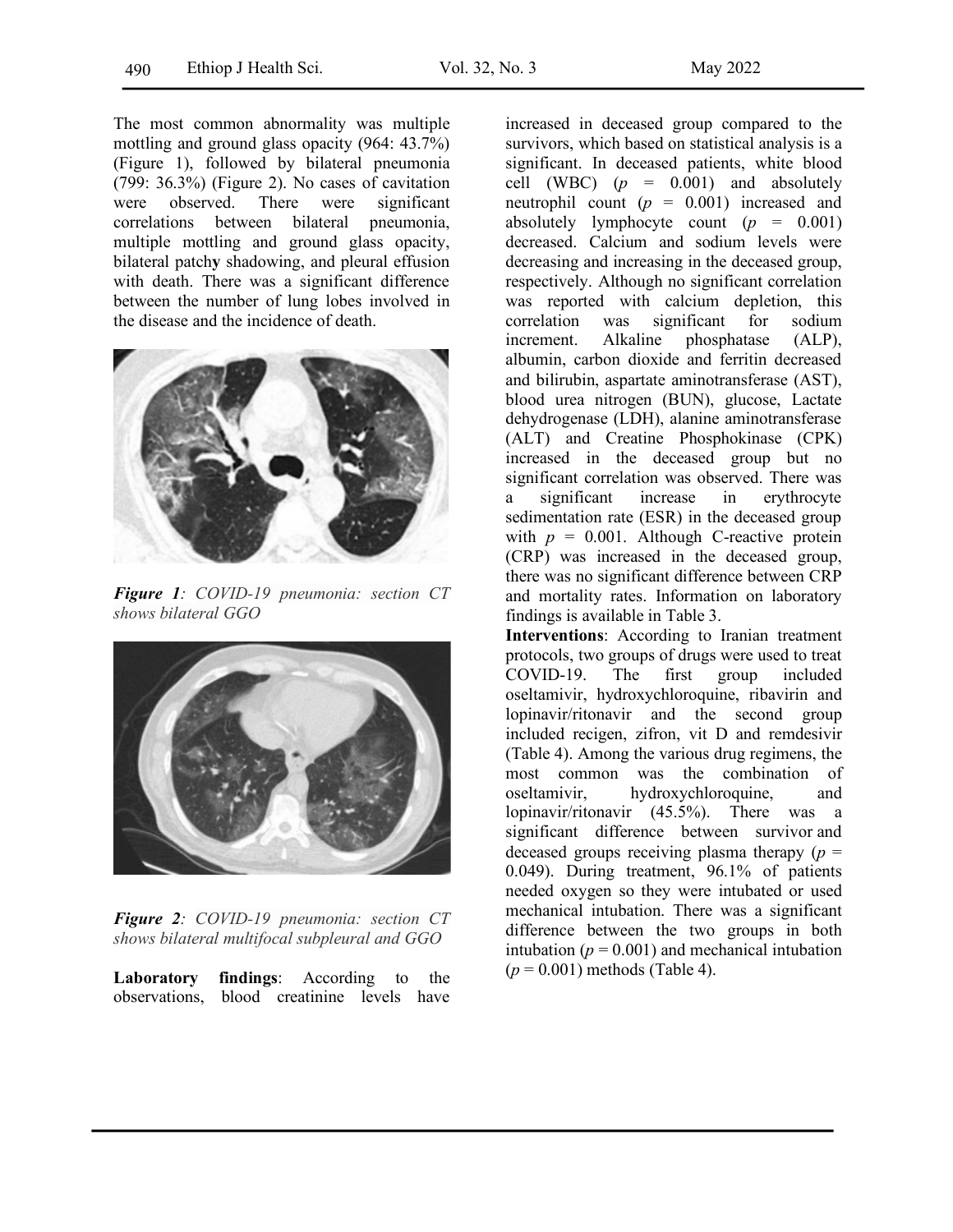The most common abnormality was multiple mottling and ground glass opacity (964: 43.7%) (Figure 1), followed by bilateral pneumonia (799: 36.3%) (Figure 2). No cases of cavitation were observed. There were significant correlations between bilateral pneumonia, multiple mottling and ground glass opacity, bilateral patchy shadowing, and pleural effusion with death. There was a significant difference between the number of lung lobes involved in the disease and the incidence of death.

***Figure 1**: COVID-19 pneumonia: section CT shows bilateral GGO*

***Figure 2**: COVID-19 pneumonia: section CT shows bilateral multifocal subpleural and GGO*

**Laboratory findings**: According to the observations, blood creatinine levels have increased in deceased group compared to the survivors, which based on statistical analysis is a significant. In deceased patients, white blood cell (WBC) ($p$ = 0.001) and absolutely neutrophil count ($p$ = 0.001) increased and absolutely lymphocyte count ($p$ = 0.001) decreased. Calcium and sodium levels were decreasing and increasing in the deceased group, respectively. Although no significant correlation was reported with calcium depletion, this correlation was significant for sodium increment. Alkaline phosphatase (ALP), albumin, carbon dioxide and ferritin decreased and bilirubin, aspartate aminotransferase (AST), blood urea nitrogen (BUN), glucose, Lactate dehydrogenase (LDH), alanine aminotransferase (ALT) and Creatine Phosphokinase (CPK) increased in the deceased group but no significant correlation was observed. There was a significant increase in erythrocyte sedimentation rate (ESR) in the deceased group with $p$ = 0.001. Although C-reactive protein (CRP) was increased in the deceased group, there was no significant difference between CRP and mortality rates. Information on laboratory findings is available in Table 3.

**Interventions**: According to Iranian treatment protocols, two groups of drugs were used to treat COVID-19. The first group included oseltamivir, hydroxychloroquine, ribavirin and lopinavir/ritonavir and the second group included recigen, zifron, vit D and remdesivir (Table 4). Among the various drug regimens, the most common was the combination of oseltamivir, hydroxychloroquine, and lopinavir/ritonavir (45.5%). There was a significant difference between survivor and deceased groups receiving plasma therapy ($p$ = 0.049). During treatment, 96.1% of patients needed oxygen so they were intubated or used mechanical intubation. There was a significant difference between the two groups in both intubation ($p$ = 0.001) and mechanical intubation ($p$ = 0.001) methods (Table 4).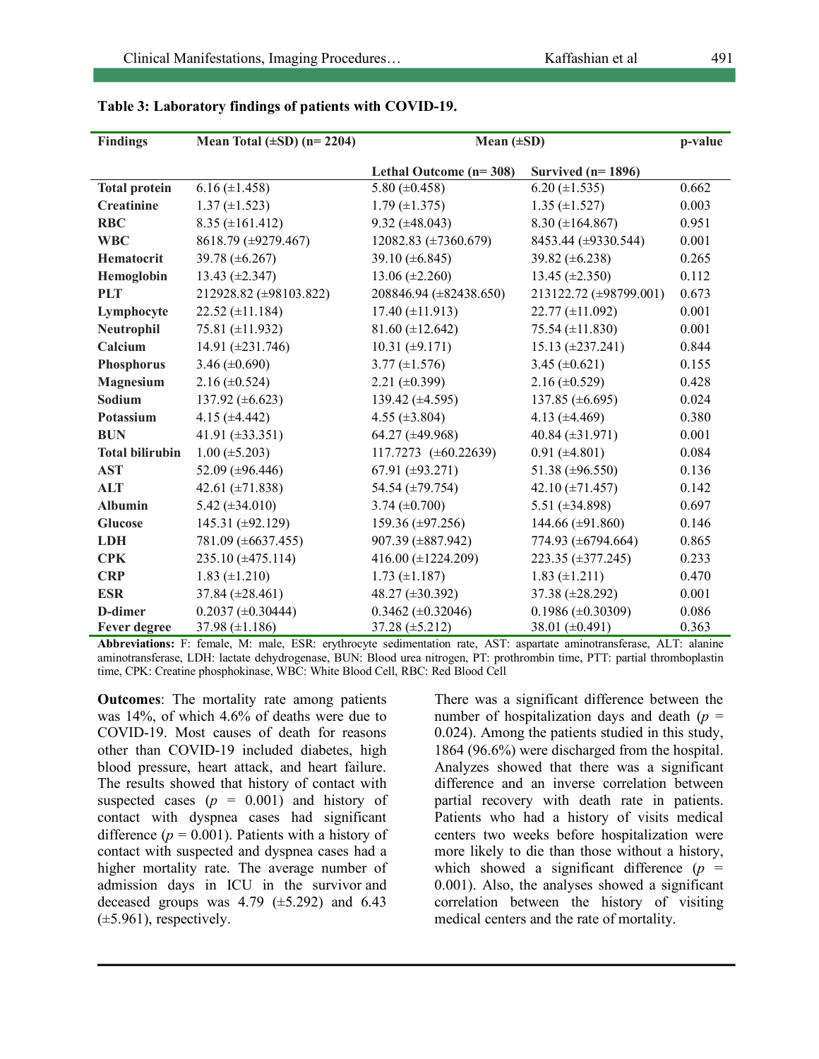**Table 3: Laboratory findings of patients with COVID-19.**

| Findings | Mean Total (±SD) (n= 2204) | Mean (±SD) | | p-value |
|---|---|---|---|---|
| | | Lethal Outcome (n= 308) | Survived (n= 1896) | |
| **Total protein** | 6.16 (±1.458) | 5.80 (±0.458) | 6.20 (±1.535) | 0.662 |
| **Creatinine** | 1.37 (±1.523) | 1.79 (±1.375) | 1.35 (±1.527) | 0.003 |
| **RBC** | 8.35 (±161.412) | 9.32 (±48.043) | 8.30 (±164.867) | 0.951 |
| **WBC** | 8618.79 (±9279.467) | 12082.83 (±7360.679) | 8453.44 (±9330.544) | 0.001 |
| **Hematocrit** | 39.78 (±6.267) | 39.10 (±6.845) | 39.82 (±6.238) | 0.265 |
| **Hemoglobin** | 13.43 (±2.347) | 13.06 (±2.260) | 13.45 (±2.350) | 0.112 |
| **PLT** | 212928.82 (±98103.822) | 208846.94 (±82438.650) | 213122.72 (±98799.001) | 0.673 |
| **Lymphocyte** | 22.52 (±11.184) | 17.40 (±11.913) | 22.77 (±11.092) | 0.001 |
| **Neutrophil** | 75.81 (±11.932) | 81.60 (±12.642) | 75.54 (±11.830) | 0.001 |
| **Calcium** | 14.91 (±231.746) | 10.31 (±9.171) | 15.13 (±237.241) | 0.844 |
| **Phosphorus** | 3.46 (±0.690) | 3.77 (±1.576) | 3.45 (±0.621) | 0.155 |
| **Magnesium** | 2.16 (±0.524) | 2.21 (±0.399) | 2.16 (±0.529) | 0.428 |
| **Sodium** | 137.92 (±6.623) | 139.42 (±4.595) | 137.85 (±6.695) | 0.024 |
| **Potassium** | 4.15 (±4.442) | 4.55 (±3.804) | 4.13 (±4.469) | 0.380 |
| **BUN** | 41.91 (±33.351) | 64.27 (±49.968) | 40.84 (±31.971) | 0.001 |
| **Total bilirubin** | 1.00 (±5.203) | 117.7273 (±60.22639) | 0.91 (±4.801) | 0.084 |
| **AST** | 52.09 (±96.446) | 67.91 (±93.271) | 51.38 (±96.550) | 0.136 |
| **ALT** | 42.61 (±71.838) | 54.54 (±79.754) | 42.10 (±71.457) | 0.142 |
| **Albumin** | 5.42 (±34.010) | 3.74 (±0.700) | 5.51 (±34.898) | 0.697 |
| **Glucose** | 145.31 (±92.129) | 159.36 (±97.256) | 144.66 (±91.860) | 0.146 |
| **LDH** | 781.09 (±6637.455) | 907.39 (±887.942) | 774.93 (±6794.664) | 0.865 |
| **CPK** | 235.10 (±475.114) | 416.00 (±1224.209) | 223.35 (±377.245) | 0.233 |
| **CRP** | 1.83 (±1.210) | 1.73 (±1.187) | 1.83 (±1.211) | 0.470 |
| **ESR** | 37.84 (±28.461) | 48.27 (±30.392) | 37.38 (±28.292) | 0.001 |
| **D-dimer** | 0.2037 (±0.30444) | 0.3462 (±0.32046) | 0.1986 (±0.30309) | 0.086 |
| **Fever degree** | 37.98 (±1.186) | 37.28 (±5.212) | 38.01 (±0.491) | 0.363 |

**Abbreviations:** F: female, M: male, ESR: erythrocyte sedimentation rate, AST: aspartate aminotransferase, ALT: alanine aminotransferase, LDH: lactate dehydrogenase, BUN: Blood urea nitrogen, PT: prothrombin time, PTT: partial thromboplastin time, CPK: Creatine phosphokinase, WBC: White Blood Cell, RBC: Red Blood Cell

**Outcomes**: The mortality rate among patients was 14%, of which 4.6% of deaths were due to COVID-19. Most causes of death for reasons other than COVID-19 included diabetes, high blood pressure, heart attack, and heart failure. The results showed that history of contact with suspected cases ($p$ = 0.001) and history of contact with dyspnea cases had significant difference ($p$ = 0.001). Patients with a history of contact with suspected and dyspnea cases had a higher mortality rate. The average number of admission days in ICU in the survivor and deceased groups was 4.79 (±5.292) and 6.43 (±5.961), respectively.

There was a significant difference between the number of hospitalization days and death ($p$ = 0.024). Among the patients studied in this study, 1864 (96.6%) were discharged from the hospital. Analyzes showed that there was a significant difference and an inverse correlation between partial recovery with death rate in patients. Patients who had a history of visits medical centers two weeks before hospitalization were more likely to die than those without a history, which showed a significant difference ($p$ = 0.001). Also, the analyses showed a significant correlation between the history of visiting medical centers and the rate of mortality.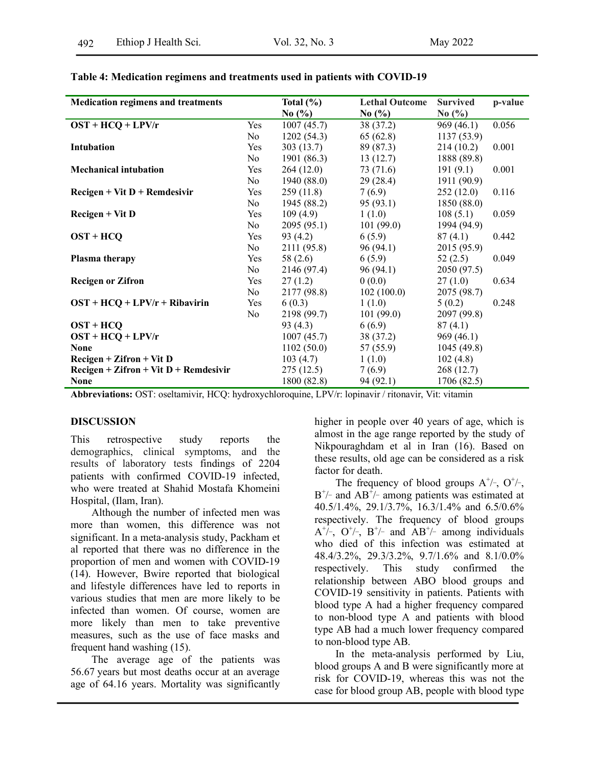**Table 4: Medication regimens and treatments used in patients with COVID-19**

| Medication regimens and treatments | | Total (%) No (%) | Lethal Outcome No (%) | Survived No (%) | p-value |
|---|---|---|---|---|---|
| **OST + HCQ + LPV/r** | Yes | 1007 (45.7) | 38 (37.2) | 969 (46.1) | 0.056 |
| | No | 1202 (54.3) | 65 (62.8) | 1137 (53.9) | |
| **Intubation** | Yes | 303 (13.7) | 89 (87.3) | 214 (10.2) | 0.001 |
| | No | 1901 (86.3) | 13 (12.7) | 1888 (89.8) | |
| **Mechanical intubation** | Yes | 264 (12.0) | 73 (71.6) | 191 (9.1) | 0.001 |
| | No | 1940 (88.0) | 29 (28.4) | 1911 (90.9) | |
| **Recigen + Vit D + Remdesivir** | Yes | 259 (11.8) | 7 (6.9) | 252 (12.0) | 0.116 |
| | No | 1945 (88.2) | 95 (93.1) | 1850 (88.0) | |
| **Recigen + Vit D** | Yes | 109 (4.9) | 1 (1.0) | 108 (5.1) | 0.059 |
| | No | 2095 (95.1) | 101 (99.0) | 1994 (94.9) | |
| **OST + HCQ** | Yes | 93 (4.2) | 6 (5.9) | 87 (4.1) | 0.442 |
| | No | 2111 (95.8) | 96 (94.1) | 2015 (95.9) | |
| **Plasma therapy** | Yes | 58 (2.6) | 6 (5.9) | 52 (2.5) | 0.049 |
| | No | 2146 (97.4) | 96 (94.1) | 2050 (97.5) | |
| **Recigen or Zifron** | Yes | 27 (1.2) | 0 (0.0) | 27 (1.0) | 0.634 |
| | No | 2177 (98.8) | 102 (100.0) | 2075 (98.7) | |
| **OST + HCQ + LPV/r + Ribavirin** | Yes | 6 (0.3) | 1 (1.0) | 5 (0.2) | 0.248 |
| | No | 2198 (99.7) | 101 (99.0) | 2097 (99.8) | |
| **OST + HCQ** | | 93 (4.3) | 6 (6.9) | 87 (4.1) | |
| **OST + HCQ + LPV/r** | | 1007 (45.7) | 38 (37.2) | 969 (46.1) | |
| **None** | | 1102 (50.0) | 57 (55.9) | 1045 (49.8) | |
| **Recigen + Zifron + Vit D** | | 103 (4.7) | 1 (1.0) | 102 (4.8) | |
| **Recigen + Zifron + Vit D + Remdesivir** | | 275 (12.5) | 7 (6.9) | 268 (12.7) | |
| **None** | | 1800 (82.8) | 94 (92.1) | 1706 (82.5) | |

**Abbreviations:** OST: oseltamivir, HCQ: hydroxychloroquine, LPV/r: lopinavir / ritonavir, Vit: vitamin

## DISCUSSION

This retrospective study reports the demographics, clinical symptoms, and the results of laboratory tests findings of 2204 patients with confirmed COVID-19 infected, who were treated at Shahid Mostafa Khomeini Hospital, (Ilam, Iran).

Although the number of infected men was more than women, this difference was not significant. In a meta-analysis study, Packham et al reported that there was no difference in the proportion of men and women with COVID-19 (14). However, Bwire reported that biological and lifestyle differences have led to reports in various studies that men are more likely to be infected than women. Of course, women are more likely than men to take preventive measures, such as the use of face masks and frequent hand washing (15).

The average age of the patients was 56.67 years but most deaths occur at an average age of 64.16 years. Mortality was significantly higher in people over 40 years of age, which is almost in the age range reported by the study of Nikpouraghdam et al in Iran (16). Based on these results, old age can be considered as a risk factor for death.

The frequency of blood groups $A^{+}/^{-}$, $O^{+}/^{-}$, $B^{+}/^{-}$ and $AB^{+}/^{-}$ among patients was estimated at 40.5/1.4%, 29.1/3.7%, 16.3/1.4% and 6.5/0.6% respectively. The frequency of blood groups $A^{+}/^{-}$, $O^{+}/^{-}$, $B^{+}/^{-}$ and $AB^{+}/^{-}$ among individuals who died of this infection was estimated at 48.4/3.2%, 29.3/3.2%, 9.7/1.6% and 8.1/0.0% respectively. This study confirmed the relationship between ABO blood groups and COVID-19 sensitivity in patients. Patients with blood type A had a higher frequency compared to non-blood type A and patients with blood type AB had a much lower frequency compared to non-blood type AB.

In the meta-analysis performed by Liu, blood groups A and B were significantly more at risk for COVID-19, whereas this was not the case for blood group AB, people with blood type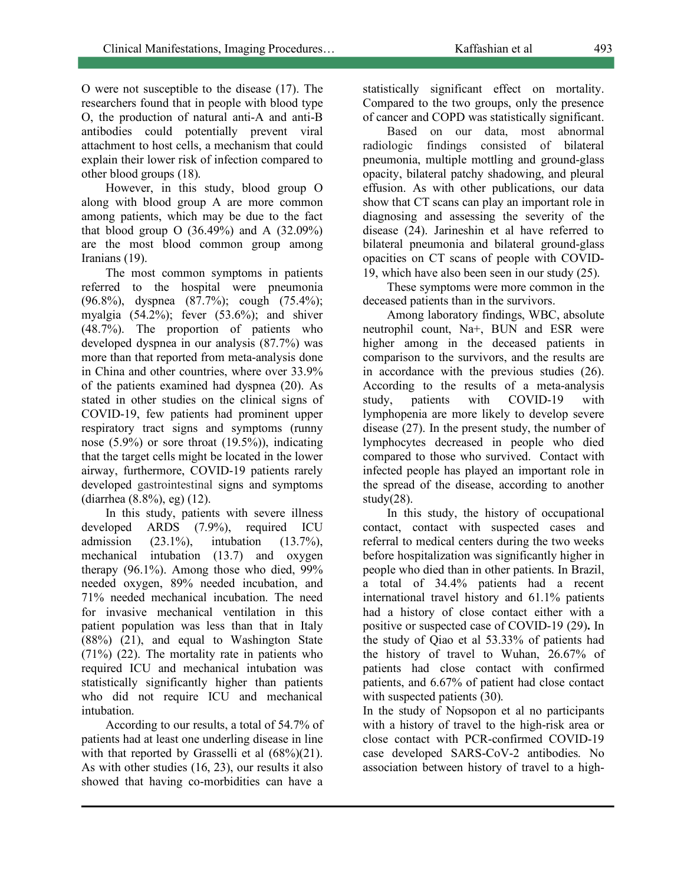O were not susceptible to the disease (17). The researchers found that in people with blood type O, the production of natural anti-A and anti-B antibodies could potentially prevent viral attachment to host cells, a mechanism that could explain their lower risk of infection compared to other blood groups (18).

However, in this study, blood group O along with blood group A are more common among patients, which may be due to the fact that blood group O (36.49%) and A (32.09%) are the most blood common group among Iranians (19).

The most common symptoms in patients referred to the hospital were pneumonia (96.8%), dyspnea (87.7%); cough (75.4%); myalgia (54.2%); fever (53.6%); and shiver (48.7%). The proportion of patients who developed dyspnea in our analysis (87.7%) was more than that reported from meta-analysis done in China and other countries, where over 33.9% of the patients examined had dyspnea (20). As stated in other studies on the clinical signs of COVID-19, few patients had prominent upper respiratory tract signs and symptoms (runny nose (5.9%) or sore throat (19.5%)), indicating that the target cells might be located in the lower airway, furthermore, COVID-19 patients rarely developed gastrointestinal signs and symptoms (diarrhea (8.8%), eg) (12).

In this study, patients with severe illness developed ARDS (7.9%), required ICU admission (23.1%), intubation (13.7%), mechanical intubation (13.7) and oxygen therapy (96.1%). Among those who died, 99% needed oxygen, 89% needed incubation, and 71% needed mechanical incubation. The need for invasive mechanical ventilation in this patient population was less than that in Italy (88%) (21), and equal to Washington State (71%) (22). The mortality rate in patients who required ICU and mechanical intubation was statistically significantly higher than patients who did not require ICU and mechanical intubation.

According to our results, a total of 54.7% of patients had at least one underling disease in line with that reported by Grasselli et al (68%)(21). As with other studies (16, 23), our results it also showed that having co-morbidities can have a statistically significant effect on mortality. Compared to the two groups, only the presence of cancer and COPD was statistically significant.

Based on our data, most abnormal radiologic findings consisted of bilateral pneumonia, multiple mottling and ground-glass opacity, bilateral patchy shadowing, and pleural effusion. As with other publications, our data show that CT scans can play an important role in diagnosing and assessing the severity of the disease (24). Jarineshin et al have referred to bilateral pneumonia and bilateral ground-glass opacities on CT scans of people with COVID-19, which have also been seen in our study (25).

These symptoms were more common in the deceased patients than in the survivors.

Among laboratory findings, WBC, absolute neutrophil count, Na+, BUN and ESR were higher among in the deceased patients in comparison to the survivors, and the results are in accordance with the previous studies (26). According to the results of a meta-analysis study, patients with COVID-19 with lymphopenia are more likely to develop severe disease (27). In the present study, the number of lymphocytes decreased in people who died compared to those who survived. Contact with infected people has played an important role in the spread of the disease, according to another study(28).

In this study, the history of occupational contact, contact with suspected cases and referral to medical centers during the two weeks before hospitalization was significantly higher in people who died than in other patients. In Brazil, a total of 34.4% patients had a recent international travel history and 61.1% patients had a history of close contact either with a positive or suspected case of COVID-19 (29). In the study of Qiao et al 53.33% of patients had the history of travel to Wuhan, 26.67% of patients had close contact with confirmed patients, and 6.67% of patient had close contact with suspected patients (30).

In the study of Nopsopon et al no participants with a history of travel to the high-risk area or close contact with PCR-confirmed COVID-19 case developed SARS-CoV-2 antibodies. No association between history of travel to a high-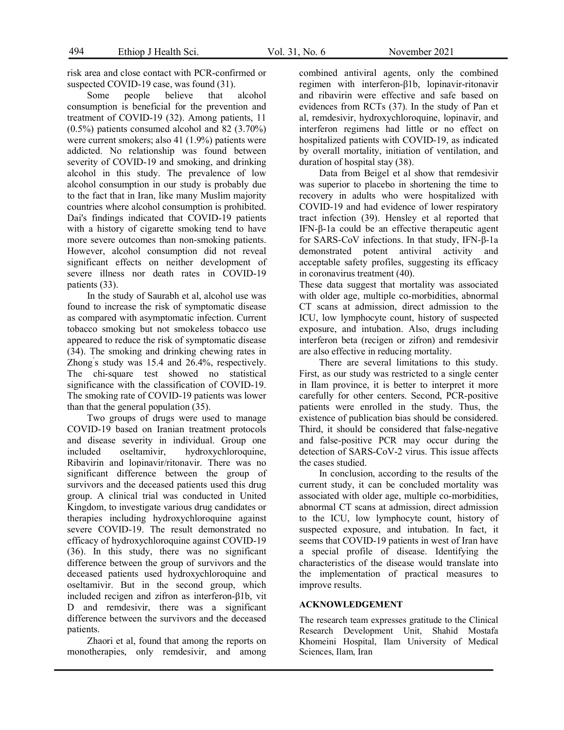risk area and close contact with PCR-confirmed or suspected COVID-19 case, was found (31).

Some people believe that alcohol consumption is beneficial for the prevention and treatment of COVID-19 (32). Among patients, 11 (0.5%) patients consumed alcohol and 82 (3.70%) were current smokers; also 41 (1.9%) patients were addicted. No relationship was found between severity of COVID-19 and smoking, and drinking alcohol in this study. The prevalence of low alcohol consumption in our study is probably due to the fact that in Iran, like many Muslim majority countries where alcohol consumption is prohibited. Dai's findings indicated that COVID-19 patients with a history of cigarette smoking tend to have more severe outcomes than non-smoking patients. However, alcohol consumption did not reveal significant effects on neither development of severe illness nor death rates in COVID-19 patients (33).

In the study of Saurabh et al, alcohol use was found to increase the risk of symptomatic disease as compared with asymptomatic infection. Current tobacco smoking but not smokeless tobacco use appeared to reduce the risk of symptomatic disease (34). The smoking and drinking chewing rates in Zhong's study was 15.4 and 26.4%, respectively. The chi-square test showed no statistical significance with the classification of COVID-19. The smoking rate of COVID-19 patients was lower than that the general population (35).

Two groups of drugs were used to manage COVID-19 based on Iranian treatment protocols and disease severity in individual. Group one included oseltamivir, hydroxychloroquine, Ribavirin and lopinavir/ritonavir. There was no significant difference between the group of survivors and the deceased patients used this drug group. A clinical trial was conducted in United Kingdom, to investigate various drug candidates or therapies including hydroxychloroquine against severe COVID-19. The result demonstrated no efficacy of hydroxychloroquine against COVID-19 (36). In this study, there was no significant difference between the group of survivors and the deceased patients used hydroxychloroquine and oseltamivir. But in the second group, which included recigen and zifron as interferon-β1b, vit D and remdesivir, there was a significant difference between the survivors and the deceased patients.

Zhaori et al, found that among the reports on monotherapies, only remdesivir, and among combined antiviral agents, only the combined regimen with interferon-β1b, lopinavir-ritonavir and ribavirin were effective and safe based on evidences from RCTs (37). In the study of Pan et al, remdesivir, hydroxychloroquine, lopinavir, and interferon regimens had little or no effect on hospitalized patients with COVID-19, as indicated by overall mortality, initiation of ventilation, and duration of hospital stay (38).

Data from Beigel et al show that remdesivir was superior to placebo in shortening the time to recovery in adults who were hospitalized with COVID-19 and had evidence of lower respiratory tract infection (39). Hensley et al reported that IFN-β-1a could be an effective therapeutic agent for SARS-CoV infections. In that study, IFN-β-1a demonstrated potent antiviral activity and acceptable safety profiles, suggesting its efficacy in coronavirus treatment (40).

These data suggest that mortality was associated with older age, multiple co-morbidities, abnormal CT scans at admission, direct admission to the ICU, low lymphocyte count, history of suspected exposure, and intubation. Also, drugs including interferon beta (recigen or zifron) and remdesivir are also effective in reducing mortality.

There are several limitations to this study. First, as our study was restricted to a single center in Ilam province, it is better to interpret it more carefully for other centers. Second, PCR-positive patients were enrolled in the study. Thus, the existence of publication bias should be considered. Third, it should be considered that false-negative and false-positive PCR may occur during the detection of SARS-CoV-2 virus. This issue affects the cases studied.

In conclusion, according to the results of the current study, it can be concluded mortality was associated with older age, multiple co-morbidities, abnormal CT scans at admission, direct admission to the ICU, low lymphocyte count, history of suspected exposure, and intubation. In fact, it seems that COVID-19 patients in west of Iran have a special profile of disease. Identifying the characteristics of the disease would translate into the implementation of practical measures to improve results.

## ACKNOWLEDGEMENT

The research team expresses gratitude to the Clinical Research Development Unit, Shahid Mostafa Khomeini Hospital, Ilam University of Medical Sciences, Ilam, Iran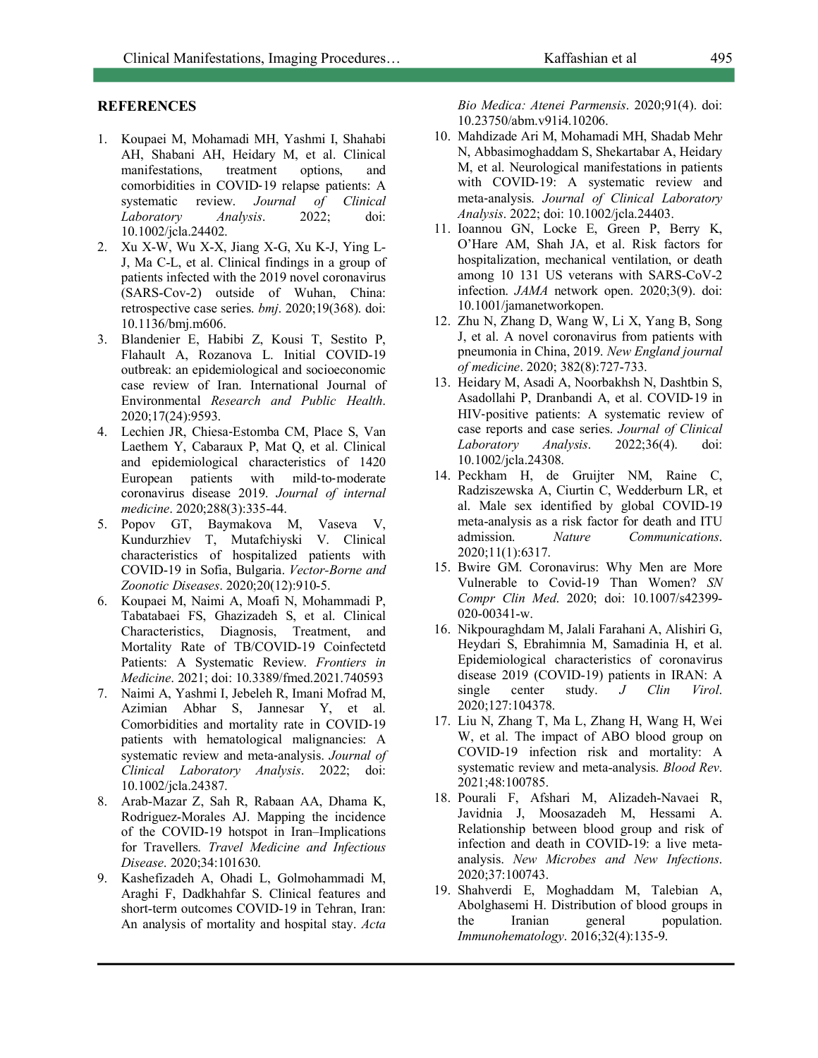## REFERENCES

1. Koupaei M, Mohamadi MH, Yashmi I, Shahabi AH, Shabani AH, Heidary M, et al. Clinical manifestations, treatment options, and comorbidities in COVID-19 relapse patients: A systematic review. *Journal of Clinical Laboratory Analysis*. 2022; doi: 10.1002/jcla.24402.
2. Xu X-W, Wu X-X, Jiang X-G, Xu K-J, Ying L-J, Ma C-L, et al. Clinical findings in a group of patients infected with the 2019 novel coronavirus (SARS-Cov-2) outside of Wuhan, China: retrospective case series. *bmj*. 2020;19(368). doi: 10.1136/bmj.m606.
3. Blandenier E, Habibi Z, Kousi T, Sestito P, Flahault A, Rozanova L. Initial COVID-19 outbreak: an epidemiological and socioeconomic case review of Iran. International Journal of Environmental *Research and Public Health*. 2020;17(24):9593.
4. Lechien JR, Chiesa-Estomba CM, Place S, Van Laethem Y, Cabaraux P, Mat Q, et al. Clinical and epidemiological characteristics of 1420 European patients with mild-to-moderate coronavirus disease 2019. *Journal of internal medicine*. 2020;288(3):335-44.
5. Popov GT, Baymakova M, Vaseva V, Kundurzhiev T, Mutafchiyski V. Clinical characteristics of hospitalized patients with COVID-19 in Sofia, Bulgaria. *Vector-Borne and Zoonotic Diseases*. 2020;20(12):910-5.
6. Koupaei M, Naimi A, Moafi N, Mohammadi P, Tabatabaei FS, Ghazizadeh S, et al. Clinical Characteristics, Diagnosis, Treatment, and Mortality Rate of TB/COVID-19 Coinfectetd Patients: A Systematic Review. *Frontiers in Medicine*. 2021; doi: 10.3389/fmed.2021.740593
7. Naimi A, Yashmi I, Jebeleh R, Imani Mofrad M, Azimian Abhar S, Jannesar Y, et al. Comorbidities and mortality rate in COVID-19 patients with hematological malignancies: A systematic review and meta-analysis. *Journal of Clinical Laboratory Analysis*. 2022; doi: 10.1002/jcla.24387.
8. Arab-Mazar Z, Sah R, Rabaan AA, Dhama K, Rodriguez-Morales AJ. Mapping the incidence of the COVID-19 hotspot in Iran–Implications for Travellers. *Travel Medicine and Infectious Disease*. 2020;34:101630.
9. Kashefizadeh A, Ohadi L, Golmohammadi M, Araghi F, Dadkhahfar S. Clinical features and short-term outcomes COVID-19 in Tehran, Iran: An analysis of mortality and hospital stay. *Acta Bio Medica: Atenei Parmensis*. 2020;91(4). doi: 10.23750/abm.v91i4.10206.
10. Mahdizade Ari M, Mohamadi MH, Shadab Mehr N, Abbasimoghaddam S, Shekartabar A, Heidary M, et al. Neurological manifestations in patients with COVID-19: A systematic review and meta-analysis. *Journal of Clinical Laboratory Analysis*. 2022; doi: 10.1002/jcla.24403.
11. Ioannou GN, Locke E, Green P, Berry K, O'Hare AM, Shah JA, et al. Risk factors for hospitalization, mechanical ventilation, or death among 10 131 US veterans with SARS-CoV-2 infection. *JAMA* network open. 2020;3(9). doi: 10.1001/jamanetworkopen.
12. Zhu N, Zhang D, Wang W, Li X, Yang B, Song J, et al. A novel coronavirus from patients with pneumonia in China, 2019. *New England journal of medicine*. 2020; 382(8):727-733.
13. Heidary M, Asadi A, Noorbakhsh N, Dashtbin S, Asadollahi P, Dranbandi A, et al. COVID-19 in HIV-positive patients: A systematic review of case reports and case series. *Journal of Clinical Laboratory Analysis*. 2022;36(4). doi: 10.1002/jcla.24308.
14. Peckham H, de Gruijter NM, Raine C, Radziszewska A, Ciurtin C, Wedderburn LR, et al. Male sex identified by global COVID-19 meta-analysis as a risk factor for death and ITU admission. *Nature Communications*. 2020;11(1):6317.
15. Bwire GM. Coronavirus: Why Men are More Vulnerable to Covid-19 Than Women? *SN Compr Clin Med*. 2020; doi: 10.1007/s42399-020-00341-w.
16. Nikpouraghdam M, Jalali Farahani A, Alishiri G, Heydari S, Ebrahimnia M, Samadinia H, et al. Epidemiological characteristics of coronavirus disease 2019 (COVID-19) patients in IRAN: A single center study. *J Clin Virol*. 2020;127:104378.
17. Liu N, Zhang T, Ma L, Zhang H, Wang H, Wei W, et al. The impact of ABO blood group on COVID-19 infection risk and mortality: A systematic review and meta-analysis. *Blood Rev*. 2021;48:100785.
18. Pourali F, Afshari M, Alizadeh-Navaei R, Javidnia J, Moosazadeh M, Hessami A. Relationship between blood group and risk of infection and death in COVID-19: a live meta-analysis. *New Microbes and New Infections*. 2020;37:100743.
19. Shahverdi E, Moghaddam M, Talebian A, Abolghasemi H. Distribution of blood groups in the Iranian general population. *Immunohematology*. 2016;32(4):135-9.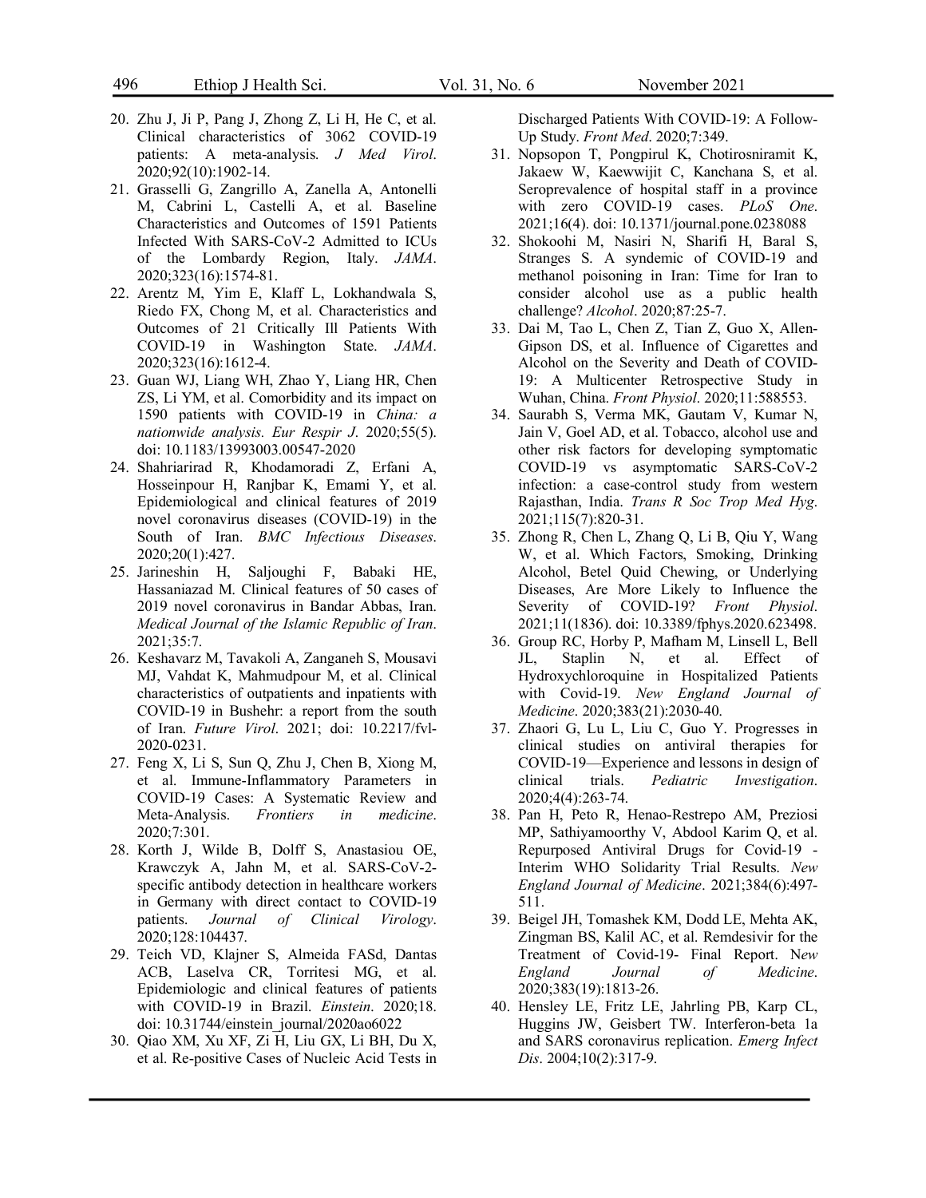20. Zhu J, Ji P, Pang J, Zhong Z, Li H, He C, et al. Clinical characteristics of 3062 COVID-19 patients: A meta-analysis. *J Med Virol*. 2020;92(10):1902-14.
21. Grasselli G, Zangrillo A, Zanella A, Antonelli M, Cabrini L, Castelli A, et al. Baseline Characteristics and Outcomes of 1591 Patients Infected With SARS-CoV-2 Admitted to ICUs of the Lombardy Region, Italy. *JAMA*. 2020;323(16):1574-81.
22. Arentz M, Yim E, Klaff L, Lokhandwala S, Riedo FX, Chong M, et al. Characteristics and Outcomes of 21 Critically Ill Patients With COVID-19 in Washington State. *JAMA*. 2020;323(16):1612-4.
23. Guan WJ, Liang WH, Zhao Y, Liang HR, Chen ZS, Li YM, et al. Comorbidity and its impact on 1590 patients with COVID-19 in *China: a nationwide analysis. Eur Respir J*. 2020;55(5). doi: 10.1183/13993003.00547-2020
24. Shahriarirad R, Khodamoradi Z, Erfani A, Hosseinpour H, Ranjbar K, Emami Y, et al. Epidemiological and clinical features of 2019 novel coronavirus diseases (COVID-19) in the South of Iran. *BMC Infectious Diseases*. 2020;20(1):427.
25. Jarineshin H, Saljoughi F, Babaki HE, Hassaniazad M. Clinical features of 50 cases of 2019 novel coronavirus in Bandar Abbas, Iran. *Medical Journal of the Islamic Republic of Iran*. 2021;35:7.
26. Keshavarz M, Tavakoli A, Zanganeh S, Mousavi MJ, Vahdat K, Mahmudpour M, et al. Clinical characteristics of outpatients and inpatients with COVID-19 in Bushehr: a report from the south of Iran. *Future Virol*. 2021; doi: 10.2217/fvl-2020-0231.
27. Feng X, Li S, Sun Q, Zhu J, Chen B, Xiong M, et al. Immune-Inflammatory Parameters in COVID-19 Cases: A Systematic Review and Meta-Analysis. *Frontiers in medicine*. 2020;7:301.
28. Korth J, Wilde B, Dolff S, Anastasiou OE, Krawczyk A, Jahn M, et al. SARS-CoV-2-specific antibody detection in healthcare workers in Germany with direct contact to COVID-19 patients. *Journal of Clinical Virology*. 2020;128:104437.
29. Teich VD, Klajner S, Almeida FASd, Dantas ACB, Laselva CR, Torritesi MG, et al. Epidemiologic and clinical features of patients with COVID-19 in Brazil. *Einstein*. 2020;18. doi: 10.31744/einstein_journal/2020ao6022
30. Qiao XM, Xu XF, Zi H, Liu GX, Li BH, Du X, et al. Re-positive Cases of Nucleic Acid Tests in Discharged Patients With COVID-19: A Follow-Up Study. *Front Med*. 2020;7:349.
31. Nopsopon T, Pongpirul K, Chotirosniramit K, Jakaew W, Kaewwijit C, Kanchana S, et al. Seroprevalence of hospital staff in a province with zero COVID-19 cases. *PLoS One*. 2021;16(4). doi: 10.1371/journal.pone.0238088
32. Shokoohi M, Nasiri N, Sharifi H, Baral S, Stranges S. A syndemic of COVID-19 and methanol poisoning in Iran: Time for Iran to consider alcohol use as a public health challenge? *Alcohol*. 2020;87:25-7.
33. Dai M, Tao L, Chen Z, Tian Z, Guo X, Allen-Gipson DS, et al. Influence of Cigarettes and Alcohol on the Severity and Death of COVID-19: A Multicenter Retrospective Study in Wuhan, China. *Front Physiol*. 2020;11:588553.
34. Saurabh S, Verma MK, Gautam V, Kumar N, Jain V, Goel AD, et al. Tobacco, alcohol use and other risk factors for developing symptomatic COVID-19 vs asymptomatic SARS-CoV-2 infection: a case-control study from western Rajasthan, India. *Trans R Soc Trop Med Hyg*. 2021;115(7):820-31.
35. Zhong R, Chen L, Zhang Q, Li B, Qiu Y, Wang W, et al. Which Factors, Smoking, Drinking Alcohol, Betel Quid Chewing, or Underlying Diseases, Are More Likely to Influence the Severity of COVID-19? *Front Physiol*. 2021;11(1836). doi: 10.3389/fphys.2020.623498.
36. Group RC, Horby P, Mafham M, Linsell L, Bell JL, Staplin N, et al. Effect of Hydroxychloroquine in Hospitalized Patients with Covid-19. *New England Journal of Medicine*. 2020;383(21):2030-40.
37. Zhaori G, Lu L, Liu C, Guo Y. Progresses in clinical studies on antiviral therapies for COVID-19—Experience and lessons in design of clinical trials. *Pediatric Investigation*. 2020;4(4):263-74.
38. Pan H, Peto R, Henao-Restrepo AM, Preziosi MP, Sathiyamoorthy V, Abdool Karim Q, et al. Repurposed Antiviral Drugs for Covid-19 - Interim WHO Solidarity Trial Results. *New England Journal of Medicine*. 2021;384(6):497-511.
39. Beigel JH, Tomashek KM, Dodd LE, Mehta AK, Zingman BS, Kalil AC, et al. Remdesivir for the Treatment of Covid-19- Final Report. *New England Journal of Medicine*. 2020;383(19):1813-26.
40. Hensley LE, Fritz LE, Jahrling PB, Karp CL, Huggins JW, Geisbert TW. Interferon-beta 1a and SARS coronavirus replication. *Emerg Infect Dis*. 2004;10(2):317-9.